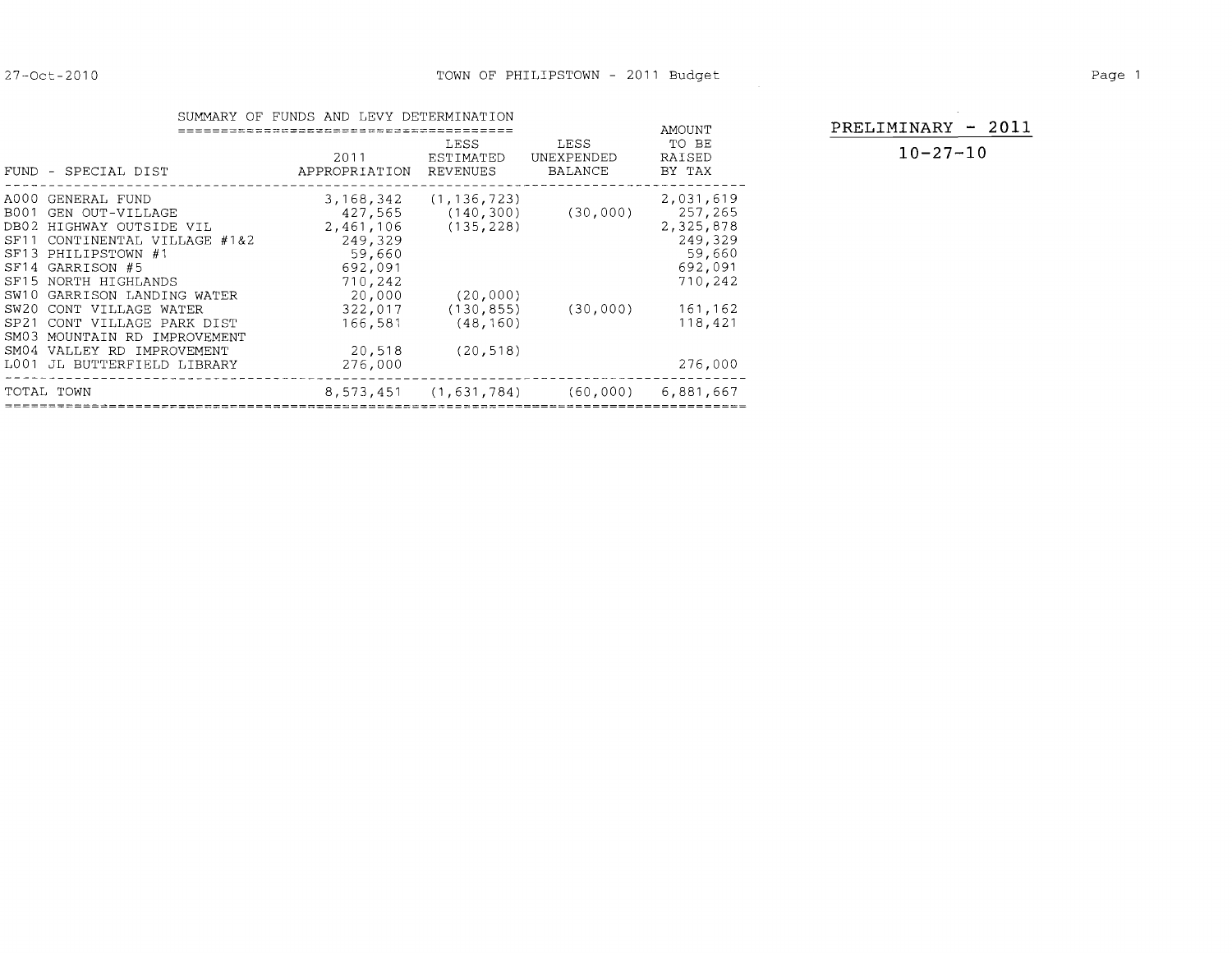# TOWN OF PHILIPSTOWN - 2011 Budget

27-Oct-2010

**PRELIMINARY - 2011**

**10-27-10**

## SUMMARY OF FUNDS AND LEVY DETERMINATION

| FUND - SPECIAL DIST | 2011 APPROPRIATION | LESS ESTIMATED REVENUES | LESS UNEXPENDED BALANCE | AMOUNT TO BE RAISED BY TAX |
|---|---|---|---|---|
| A000 GENERAL FUND | 3,168,342 | (1,136,723) | | 2,031,619 |
| B001 GEN OUT-VILLAGE | 427,565 | (140,300) | (30,000) | 257,265 |
| DB02 HIGHWAY OUTSIDE VIL | 2,461,106 | (135,228) | | 2,325,878 |
| SF11 CONTINENTAL VILLAGE #1&2 | 249,329 | | | 249,329 |
| SF13 PHILIPSTOWN #1 | 59,660 | | | 59,660 |
| SF14 GARRISON #5 | 692,091 | | | 692,091 |
| SF15 NORTH HIGHLANDS | 710,242 | | | 710,242 |
| SW10 GARRISON LANDING WATER | 20,000 | (20,000) | | |
| SW20 CONT VILLAGE WATER | 322,017 | (130,855) | (30,000) | 161,162 |
| SP21 CONT VILLAGE PARK DIST | 166,581 | (48,160) | | 118,421 |
| SM03 MOUNTAIN RD IMPROVEMENT | | | | |
| SM04 VALLEY RD IMPROVEMENT | 20,518 | (20,518) | | |
| L001 JL BUTTERFIELD LIBRARY | 276,000 | | | 276,000 |
| TOTAL TOWN | 8,573,451 | (1,631,784) | (60,000) | 6,881,667 |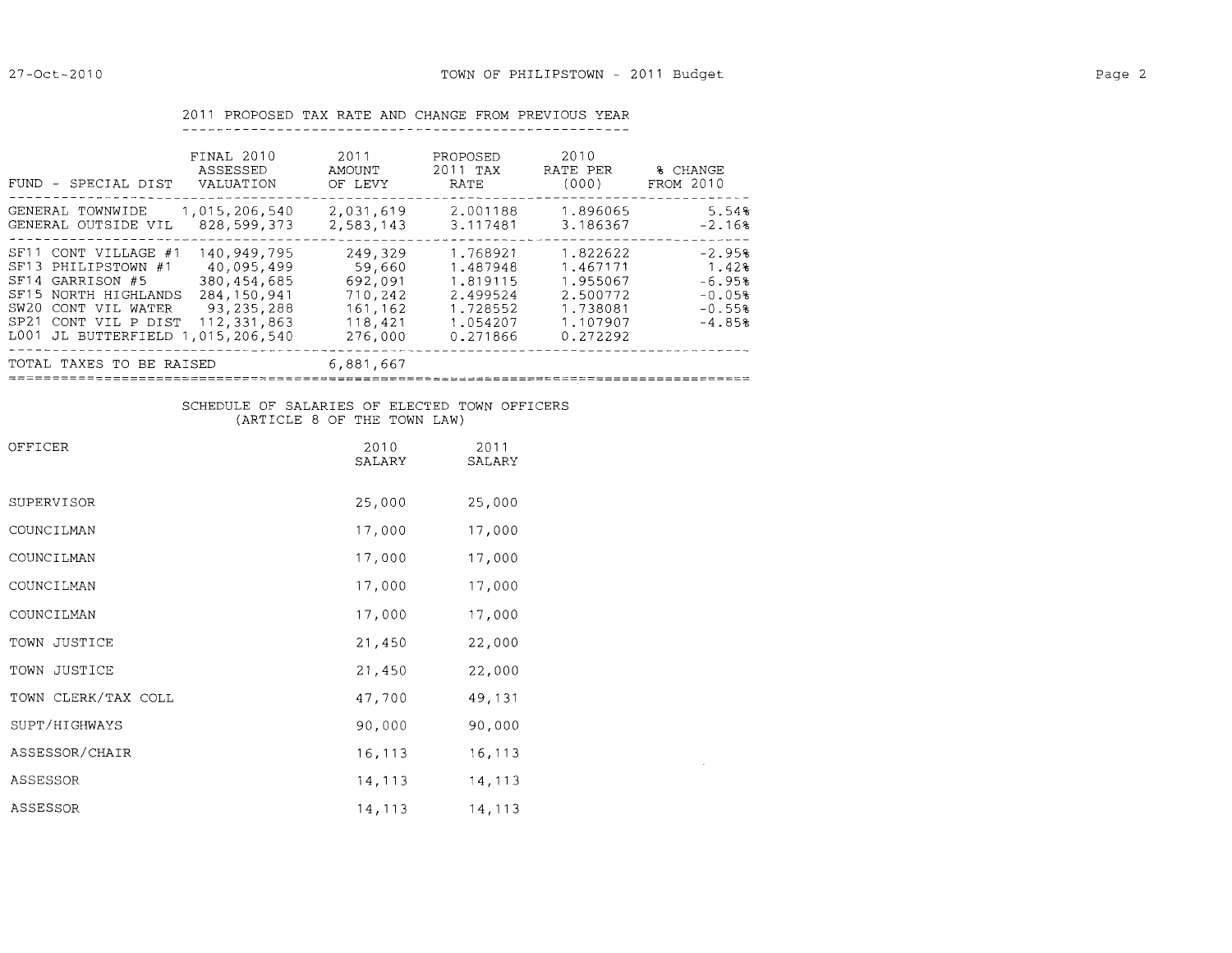## 2011 PROPOSED TAX RATE AND CHANGE FROM PREVIOUS YEAR

| FUND - SPECIAL DIST | FINAL 2010 ASSESSED VALUATION | 2011 AMOUNT OF LEVY | PROPOSED 2011 TAX RATE | 2010 RATE PER (000) | % CHANGE FROM 2010 |
|---|---|---|---|---|---|
| GENERAL TOWNWIDE | 1,015,206,540 | 2,031,619 | 2.001188 | 1.896065 | 5.54% |
| GENERAL OUTSIDE VIL | 828,599,373 | 2,583,143 | 3.117481 | 3.186367 | -2.16% |
| SF11 CONT VILLAGE #1 | 140,949,795 | 249,329 | 1.768921 | 1.822622 | -2.95% |
| SF13 PHILIPSTOWN #1 | 40,095,499 | 59,660 | 1.487948 | 1.467171 | 1.42% |
| SF14 GARRISON #5 | 380,454,685 | 692,091 | 1.819115 | 1.955067 | -6.95% |
| SF15 NORTH HIGHLANDS | 284,150,941 | 710,242 | 2.499524 | 2.500772 | -0.05% |
| SW20 CONT VIL WATER | 93,235,288 | 161,162 | 1.728552 | 1.738081 | -0.55% |
| SP21 CONT VIL P DIST | 112,331,863 | 118,421 | 1.054207 | 1.107907 | -4.85% |
| L001 JL BUTTERFIELD | 1,015,206,540 | 276,000 | 0.271866 | 0.272292 | |
| TOTAL TAXES TO BE RAISED | | 6,881,667 | | | |

## SCHEDULE OF SALARIES OF ELECTED TOWN OFFICERS
(ARTICLE 8 OF THE TOWN LAW)

| OFFICER | 2010 SALARY | 2011 SALARY |
|---|---|---|
| SUPERVISOR | 25,000 | 25,000 |
| COUNCILMAN | 17,000 | 17,000 |
| COUNCILMAN | 17,000 | 17,000 |
| COUNCILMAN | 17,000 | 17,000 |
| COUNCILMAN | 17,000 | 17,000 |
| TOWN JUSTICE | 21,450 | 22,000 |
| TOWN JUSTICE | 21,450 | 22,000 |
| TOWN CLERK/TAX COLL | 47,700 | 49,131 |
| SUPT/HIGHWAYS | 90,000 | 90,000 |
| ASSESSOR/CHAIR | 16,113 | 16,113 |
| ASSESSOR | 14,113 | 14,113 |
| ASSESSOR | 14,113 | 14,113 |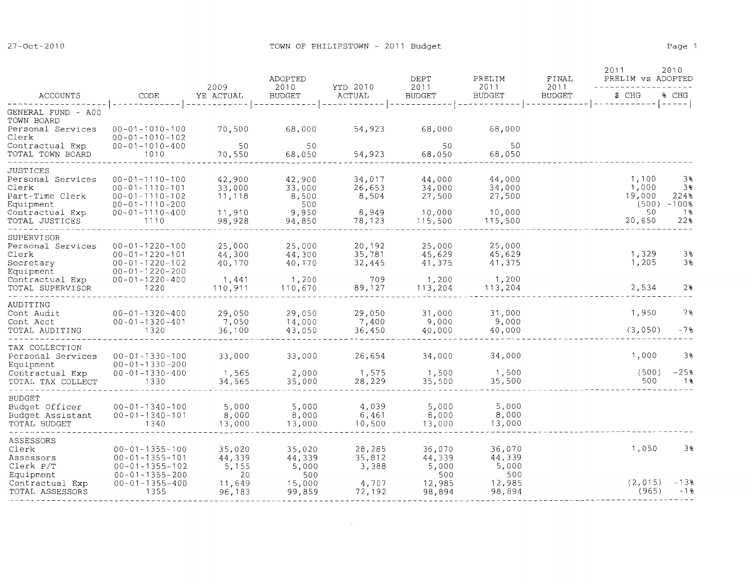# TOWN OF PHILIPSTOWN - 2011 Budget

27-Oct-2010

| ACCOUNTS | CODE | 2009 YE ACTUAL | ADOPTED 2010 BUDGET | YTD 2010 ACTUAL | DEPT 2011 BUDGET | PRELIM 2011 BUDGET | FINAL 2011 BUDGET | 2011 PRELIM vs 2010 ADOPTED $ CHG | % CHG |
|---|---|---|---|---|---|---|---|---|---|
| **GENERAL FUND - A00** | | | | | | | | | |
| **TOWN BOARD** | | | | | | | | | |
| Personal Services | 00-01-1010-100 | 70,500 | 68,000 | 54,923 | 68,000 | 68,000 | | | |
| Clerk | 00-01-1010-102 | | | | | | | | |
| Contractual Exp | 00-01-1010-400 | 50 | 50 | | 50 | 50 | | | |
| TOTAL TOWN BOARD | 1010 | 70,550 | 68,050 | 54,923 | 68,050 | 68,050 | | | |
| **JUSTICES** | | | | | | | | | |
| Personal Services | 00-01-1110-100 | 42,900 | 42,900 | 34,017 | 44,000 | 44,000 | | 1,100 | 3% |
| Clerk | 00-01-1110-101 | 33,000 | 33,000 | 26,653 | 34,000 | 34,000 | | 1,000 | 3% |
| Part-Time Clerk | 00-01-1110-102 | 11,118 | 8,500 | 8,504 | 27,500 | 27,500 | | 19,000 | 224% |
| Equipment | 00-01-1110-200 | | 500 | | | | | (500) | -100% |
| Contractual Exp | 00-01-1110-400 | 11,910 | 9,950 | 8,949 | 10,000 | 10,000 | | 50 | 1% |
| TOTAL JUSTICES | 1110 | 98,928 | 94,850 | 78,123 | 115,500 | 115,500 | | 20,650 | 22% |
| **SUPERVISOR** | | | | | | | | | |
| Personal Services | 00-01-1220-100 | 25,000 | 25,000 | 20,192 | 25,000 | 25,000 | | | |
| Clerk | 00-01-1220-101 | 44,300 | 44,300 | 35,781 | 45,629 | 45,629 | | 1,329 | 3% |
| Secretary | 00-01-1220-102 | 40,170 | 40,170 | 32,445 | 41,375 | 41,375 | | 1,205 | 3% |
| Equipment | 00-01-1220-200 | | | | | | | | |
| Contractual Exp | 00-01-1220-400 | 1,441 | 1,200 | 709 | 1,200 | 1,200 | | | |
| TOTAL SUPERVISOR | 1220 | 110,911 | 110,670 | 89,127 | 113,204 | 113,204 | | 2,534 | 2% |
| **AUDITING** | | | | | | | | | |
| Cont Audit | 00-01-1320-400 | 29,050 | 29,050 | 29,050 | 31,000 | 31,000 | | 1,950 | 7% |
| Cont Acct | 00-01-1320-401 | 7,050 | 14,000 | 7,400 | 9,000 | 9,000 | | | |
| TOTAL AUDITING | 1320 | 36,100 | 43,050 | 36,450 | 40,000 | 40,000 | | (3,050) | -7% |
| **TAX COLLECTION** | | | | | | | | | |
| Personal Services | 00-01-1330-100 | 33,000 | 33,000 | 26,654 | 34,000 | 34,000 | | 1,000 | 3% |
| Equipment | 00-01-1330-200 | | | | | | | | |
| Contractual Exp | 00-01-1330-400 | 1,565 | 2,000 | 1,575 | 1,500 | 1,500 | | (500) | -25% |
| TOTAL TAX COLLECT | 1330 | 34,565 | 35,000 | 28,229 | 35,500 | 35,500 | | 500 | 1% |
| **BUDGET** | | | | | | | | | |
| Budget Officer | 00-01-1340-100 | 5,000 | 5,000 | 4,039 | 5,000 | 5,000 | | | |
| Budget Assistant | 00-01-1340-101 | 8,000 | 8,000 | 6,461 | 8,000 | 8,000 | | | |
| TOTAL BUDGET | 1340 | 13,000 | 13,000 | 10,500 | 13,000 | 13,000 | | | |
| **ASSESSORS** | | | | | | | | | |
| Clerk | 00-01-1355-100 | 35,020 | 35,020 | 28,285 | 36,070 | 36,070 | | 1,050 | 3% |
| Assessors | 00-01-1355-101 | 44,339 | 44,339 | 35,812 | 44,339 | 44,339 | | | |
| Clerk P/T | 00-01-1355-102 | 5,155 | 5,000 | 3,388 | 5,000 | 5,000 | | | |
| Equipment | 00-01-1355-200 | 20 | 500 | | 500 | 500 | | | |
| Contractual Exp | 00-01-1355-400 | 11,649 | 15,000 | 4,707 | 12,985 | 12,985 | | (2,015) | -13% |
| TOTAL ASSESSORS | 1355 | 96,183 | 99,859 | 72,192 | 98,894 | 98,894 | | (965) | -1% |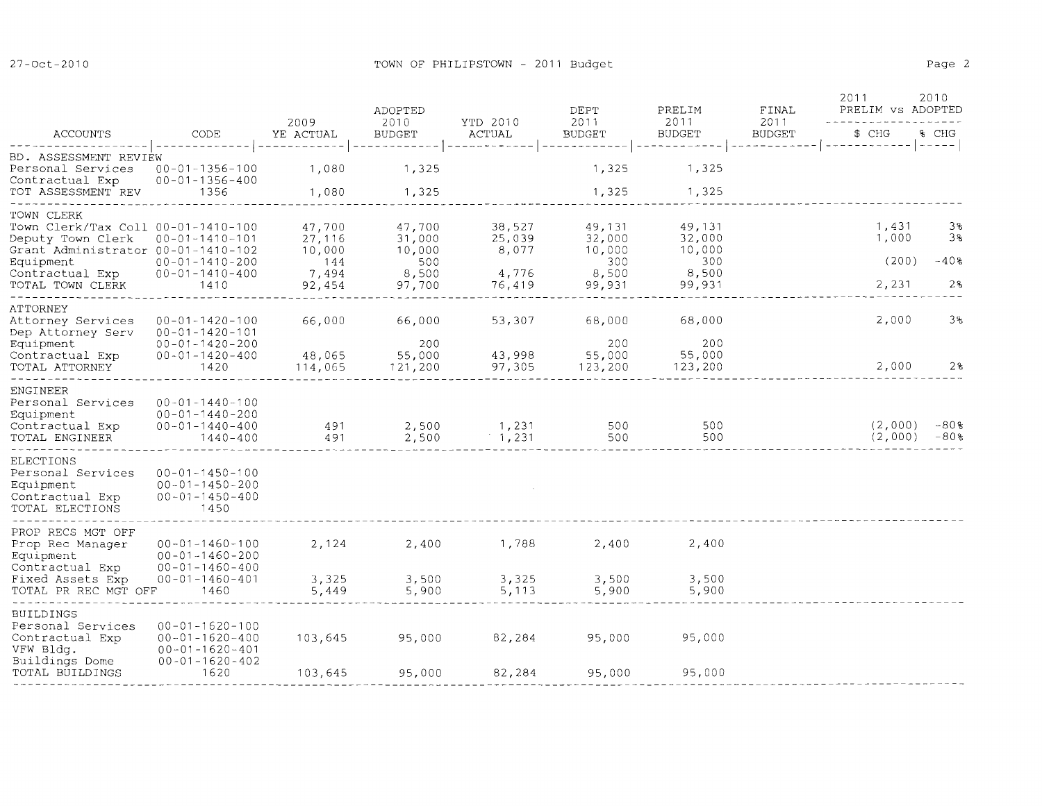# TOWN OF PHILIPSTOWN - 2011 Budget

27-Oct-2010

| ACCOUNTS | CODE | 2009 YE ACTUAL | ADOPTED 2010 BUDGET | YTD 2010 ACTUAL | DEPT 2011 BUDGET | PRELIM 2011 BUDGET | FINAL 2011 BUDGET | 2011 PRELIM vs 2010 ADOPTED $ CHG | % CHG |
|---|---|---|---|---|---|---|---|---|---|
| BD. ASSESSMENT REVIEW | | | | | | | | | |
| Personal Services | 00-01-1356-100 | 1,080 | 1,325 | | 1,325 | 1,325 | | | |
| Contractual Exp | 00-01-1356-400 | | | | | | | | |
| TOT ASSESSMENT REV | 1356 | 1,080 | 1,325 | | 1,325 | 1,325 | | | |
| TOWN CLERK | | | | | | | | | |
| Town Clerk/Tax Coll | 00-01-1410-100 | 47,700 | 47,700 | 38,527 | 49,131 | 49,131 | | 1,431 | 3% |
| Deputy Town Clerk | 00-01-1410-101 | 27,116 | 31,000 | 25,039 | 32,000 | 32,000 | | 1,000 | 3% |
| Grant Administrator | 00-01-1410-102 | 10,000 | 10,000 | 8,077 | 10,000 | 10,000 | | | |
| Equipment | 00-01-1410-200 | 144 | 500 | | 300 | 300 | | (200) | -40% |
| Contractual Exp | 00-01-1410-400 | 7,494 | 8,500 | 4,776 | 8,500 | 8,500 | | | |
| TOTAL TOWN CLERK | 1410 | 92,454 | 97,700 | 76,419 | 99,931 | 99,931 | | 2,231 | 2% |
| ATTORNEY | | | | | | | | | |
| Attorney Services | 00-01-1420-100 | 66,000 | 66,000 | 53,307 | 68,000 | 68,000 | | 2,000 | 3% |
| Dep Attorney Serv | 00-01-1420-101 | | | | | | | | |
| Equipment | 00-01-1420-200 | | 200 | | 200 | 200 | | | |
| Contractual Exp | 00-01-1420-400 | 48,065 | 55,000 | 43,998 | 55,000 | 55,000 | | | |
| TOTAL ATTORNEY | 1420 | 114,065 | 121,200 | 97,305 | 123,200 | 123,200 | | 2,000 | 2% |
| ENGINEER | | | | | | | | | |
| Personal Services | 00-01-1440-100 | | | | | | | | |
| Equipment | 00-01-1440-200 | | | | | | | | |
| Contractual Exp | 00-01-1440-400 | 491 | 2,500 | 1,231 | 500 | 500 | | (2,000) | -80% |
| TOTAL ENGINEER | 1440-400 | 491 | 2,500 | 1,231 | 500 | 500 | | (2,000) | -80% |
| ELECTIONS | | | | | | | | | |
| Personal Services | 00-01-1450-100 | | | | | | | | |
| Equipment | 00-01-1450-200 | | | | | | | | |
| Contractual Exp | 00-01-1450-400 | | | | | | | | |
| TOTAL ELECTIONS | 1450 | | | | | | | | |
| PROP RECS MGT OFF | | | | | | | | | |
| Prop Rec Manager | 00-01-1460-100 | 2,124 | 2,400 | 1,788 | 2,400 | 2,400 | | | |
| Equipment | 00-01-1460-200 | | | | | | | | |
| Contractual Exp | 00-01-1460-400 | | | | | | | | |
| Fixed Assets Exp | 00-01-1460-401 | 3,325 | 3,500 | 3,325 | 3,500 | 3,500 | | | |
| TOTAL PR REC MGT OFF | 1460 | 5,449 | 5,900 | 5,113 | 5,900 | 5,900 | | | |
| BUILDINGS | | | | | | | | | |
| Personal Services | 00-01-1620-100 | | | | | | | | |
| Contractual Exp | 00-01-1620-400 | 103,645 | 95,000 | 82,284 | 95,000 | 95,000 | | | |
| VFW Bldg. | 00-01-1620-401 | | | | | | | | |
| Buildings Dome | 00-01-1620-402 | | | | | | | | |
| TOTAL BUILDINGS | 1620 | 103,645 | 95,000 | 82,284 | 95,000 | 95,000 | | | |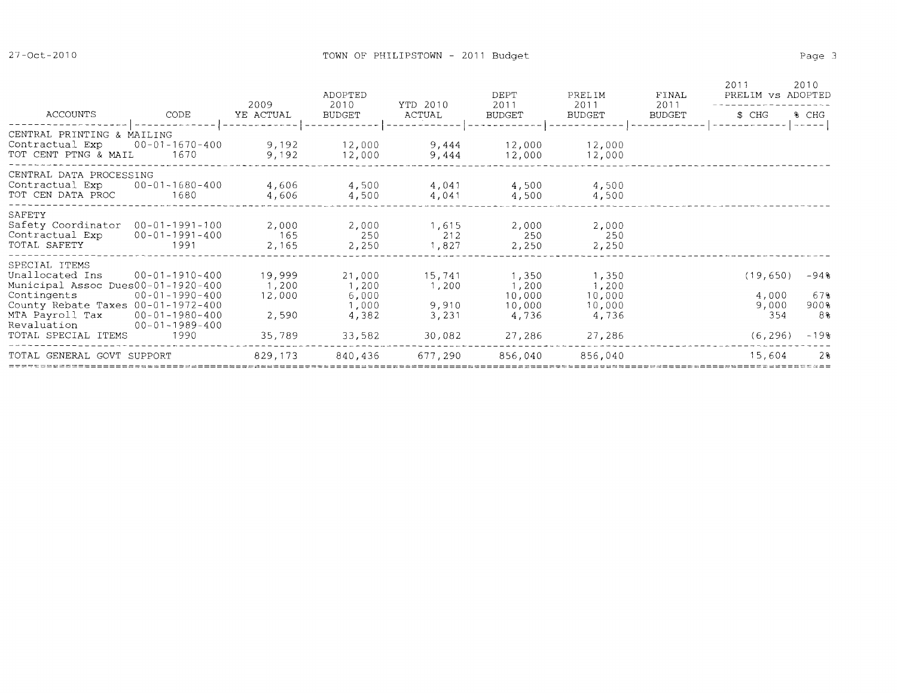27-Oct-2010 TOWN OF PHILIPSTOWN - 2011 Budget

| ACCOUNTS | CODE | 2009 YE ACTUAL | ADOPTED 2010 BUDGET | YTD 2010 ACTUAL | DEPT 2011 BUDGET | PRELIM 2011 BUDGET | FINAL 2011 BUDGET | 2011 PRELIM vs 2010 ADOPTED $ CHG | % CHG |
|---|---|---|---|---|---|---|---|---|---|
| CENTRAL PRINTING & MAILING | | | | | | | | | |
| Contractual Exp | 00-01-1670-400 | 9,192 | 12,000 | 9,444 | 12,000 | 12,000 | | | |
| TOT CENT PTNG & MAIL | 1670 | 9,192 | 12,000 | 9,444 | 12,000 | 12,000 | | | |
| CENTRAL DATA PROCESSING | | | | | | | | | |
| Contractual Exp | 00-01-1680-400 | 4,606 | 4,500 | 4,041 | 4,500 | 4,500 | | | |
| TOT CEN DATA PROC | 1680 | 4,606 | 4,500 | 4,041 | 4,500 | 4,500 | | | |
| SAFETY | | | | | | | | | |
| Safety Coordinator | 00-01-1991-100 | 2,000 | 2,000 | 1,615 | 2,000 | 2,000 | | | |
| Contractual Exp | 00-01-1991-400 | 165 | 250 | 212 | 250 | 250 | | | |
| TOTAL SAFETY | 1991 | 2,165 | 2,250 | 1,827 | 2,250 | 2,250 | | | |
| SPECIAL ITEMS | | | | | | | | | |
| Unallocated Ins | 00-01-1910-400 | 19,999 | 21,000 | 15,741 | 1,350 | 1,350 | | (19,650) | -94% |
| Municipal Assoc Dues | 00-01-1920-400 | 1,200 | 1,200 | 1,200 | 1,200 | 1,200 | | | |
| Contingents | 00-01-1990-400 | 12,000 | 6,000 | | 10,000 | 10,000 | | 4,000 | 67% |
| County Rebate Taxes | 00-01-1972-400 | | 1,000 | 9,910 | 10,000 | 10,000 | | 9,000 | 900% |
| MTA Payroll Tax | 00-01-1980-400 | 2,590 | 4,382 | 3,231 | 4,736 | 4,736 | | 354 | 8% |
| Revaluation | 00-01-1989-400 | | | | | | | | |
| TOTAL SPECIAL ITEMS | 1990 | 35,789 | 33,582 | 30,082 | 27,286 | 27,286 | | (6,296) | -19% |
| TOTAL GENERAL GOVT SUPPORT | | 829,173 | 840,436 | 677,290 | 856,040 | 856,040 | | 15,604 | 2% |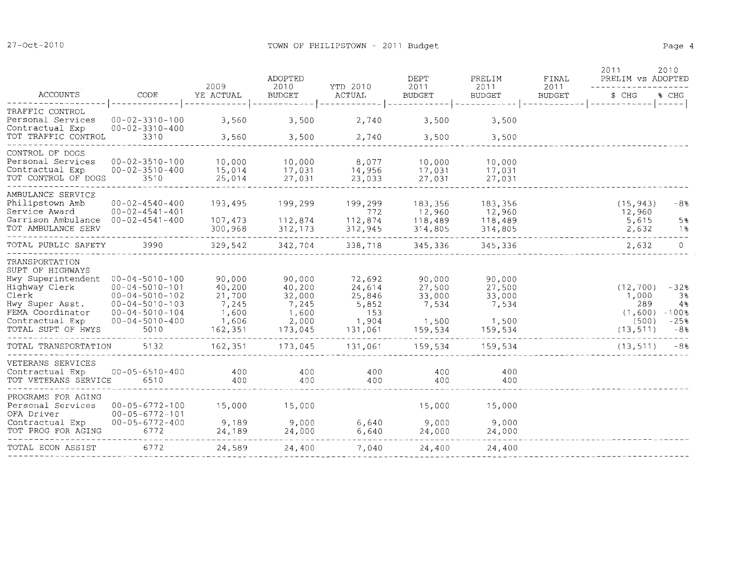27-Oct-2010 TOWN OF PHILIPSTOWN - 2011 Budget

| ACCOUNTS | CODE | 2009 YE ACTUAL | ADOPTED 2010 BUDGET | YTD 2010 ACTUAL | DEPT 2011 BUDGET | PRELIM 2011 BUDGET | FINAL 2011 BUDGET | 2011 PRELIM vs 2010 ADOPTED $ CHG | % CHG |
|---|---|---|---|---|---|---|---|---|---|
| TRAFFIC CONTROL | | | | | | | | | |
| Personal Services | 00-02-3310-100 | 3,560 | 3,500 | 2,740 | 3,500 | 3,500 | | | |
| Contractual Exp | 00-02-3310-400 | | | | | | | | |
| TOT TRAFFIC CONTROL | 3310 | 3,560 | 3,500 | 2,740 | 3,500 | 3,500 | | | |
| CONTROL OF DOGS | | | | | | | | | |
| Personal Services | 00-02-3510-100 | 10,000 | 10,000 | 8,077 | 10,000 | 10,000 | | | |
| Contractual Exp | 00-02-3510-400 | 15,014 | 17,031 | 14,956 | 17,031 | 17,031 | | | |
| TOT CONTROL OF DOGS | 3510 | 25,014 | 27,031 | 23,033 | 27,031 | 27,031 | | | |
| AMBULANCE SERVICE | | | | | | | | | |
| Philipstown Amb | 00-02-4540-400 | 193,495 | 199,299 | 199,299 | 183,356 | 183,356 | | (15,943) | -8% |
| Service Award | 00-02-4541-401 | | | 772 | 12,960 | 12,960 | | 12,960 | |
| Garrison Ambulance | 00-02-4541-400 | 107,473 | 112,874 | 112,874 | 118,489 | 118,489 | | 5,615 | 5% |
| TOT AMBULANCE SERV | | 300,968 | 312,173 | 312,945 | 314,805 | 314,805 | | 2,632 | 1% |
| TOTAL PUBLIC SAFETY | 3990 | 329,542 | 342,704 | 338,718 | 345,336 | 345,336 | | 2,632 | 0 |
| TRANSPORTATION | | | | | | | | | |
| SUPT OF HIGHWAYS | | | | | | | | | |
| Hwy Superintendent | 00-04-5010-100 | 90,000 | 90,000 | 72,692 | 90,000 | 90,000 | | | |
| Highway Clerk | 00-04-5010-101 | 40,200 | 40,200 | 24,614 | 27,500 | 27,500 | | (12,700) | -32% |
| Clerk | 00-04-5010-102 | 21,700 | 32,000 | 25,846 | 33,000 | 33,000 | | 1,000 | 3% |
| Hwy Super Asst. | 00-04-5010-103 | 7,245 | 7,245 | 5,852 | 7,534 | 7,534 | | 289 | 4% |
| FEMA Coordinator | 00-04-5010-104 | 1,600 | 1,600 | 153 | | | | (1,600) | -100% |
| Contractual Exp | 00-04-5010-400 | 1,606 | 2,000 | 1,904 | 1,500 | 1,500 | | (500) | -25% |
| TOTAL SUPT OF HWYS | 5010 | 162,351 | 173,045 | 131,061 | 159,534 | 159,534 | | (13,511) | -8% |
| TOTAL TRANSPORTATION | 5132 | 162,351 | 173,045 | 131,061 | 159,534 | 159,534 | | (13,511) | -8% |
| VETERANS SERVICES | | | | | | | | | |
| Contractual Exp | 00-05-6510-400 | 400 | 400 | 400 | 400 | 400 | | | |
| TOT VETERANS SERVICE | 6510 | 400 | 400 | 400 | 400 | 400 | | | |
| PROGRAMS FOR AGING | | | | | | | | | |
| Personal Services | 00-05-6772-100 | 15,000 | 15,000 | | 15,000 | 15,000 | | | |
| OFA Driver | 00-05-6772-101 | | | | | | | | |
| Contractual Exp | 00-05-6772-400 | 9,189 | 9,000 | 6,640 | 9,000 | 9,000 | | | |
| TOT PROG FOR AGING | 6772 | 24,189 | 24,000 | 6,640 | 24,000 | 24,000 | | | |
| TOTAL ECON ASSIST | 6772 | 24,589 | 24,400 | 7,040 | 24,400 | 24,400 | | | |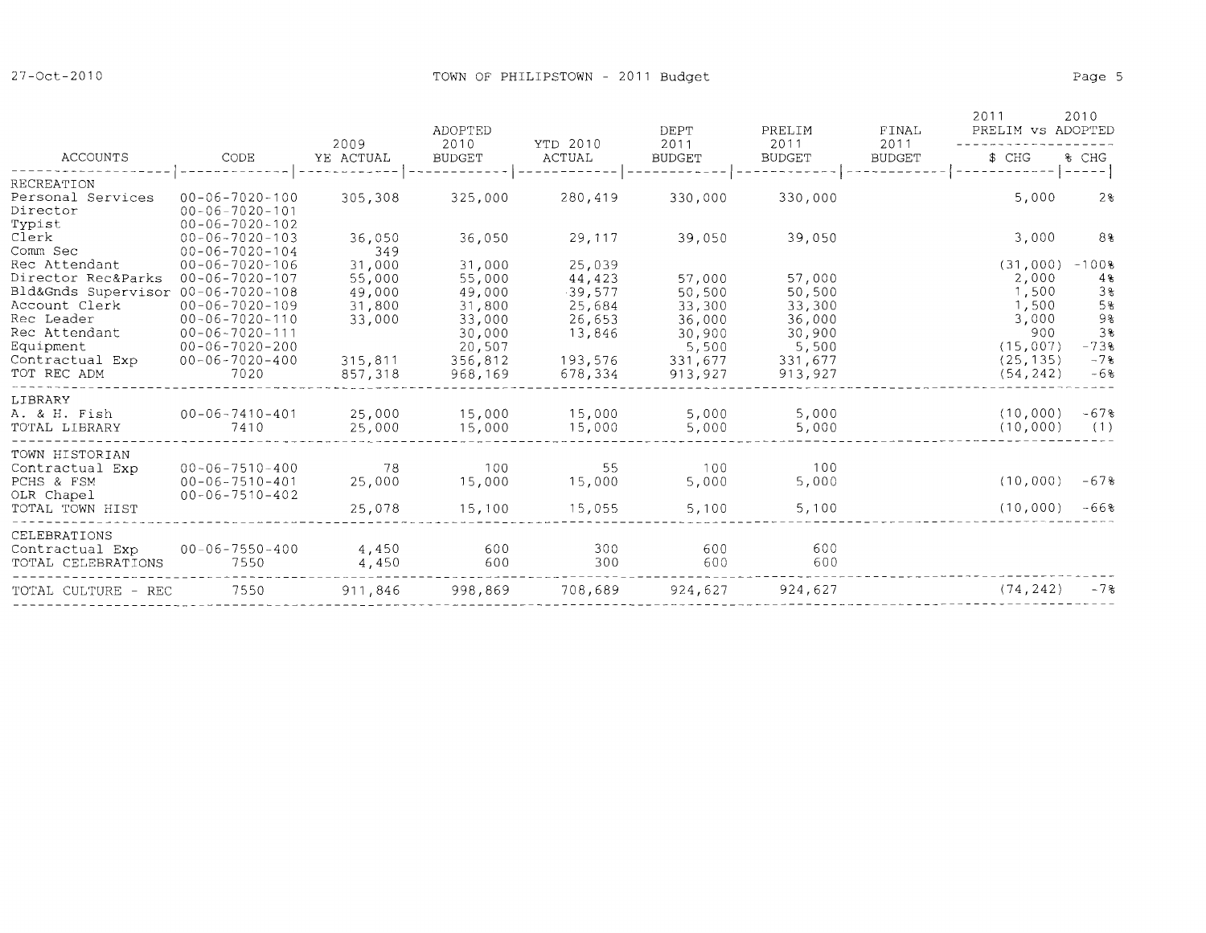# TOWN OF PHILIPSTOWN - 2011 Budget

27-Oct-2010

| ACCOUNTS | CODE | 2009 YE ACTUAL | ADOPTED 2010 BUDGET | YTD 2010 ACTUAL | DEPT 2011 BUDGET | PRELIM 2011 BUDGET | FINAL 2011 BUDGET | 2011 PRELIM vs 2010 ADOPTED $ CHG | % CHG |
|---|---|---|---|---|---|---|---|---|---|
| RECREATION | | | | | | | | | |
| Personal Services | 00-06-7020-100 | 305,308 | 325,000 | 280,419 | 330,000 | 330,000 | | 5,000 | 2% |
| Director | 00-06-7020-101 | | | | | | | | |
| Typist | 00-06-7020-102 | | | | | | | | |
| Clerk | 00-06-7020-103 | 36,050 | 36,050 | 29,117 | 39,050 | 39,050 | | 3,000 | 8% |
| Comm Sec | 00-06-7020-104 | 349 | | | | | | | |
| Rec Attendant | 00-06-7020-106 | 31,000 | 31,000 | 25,039 | | | | (31,000) | -100% |
| Director Rec&Parks | 00-06-7020-107 | 55,000 | 55,000 | 44,423 | 57,000 | 57,000 | | 2,000 | 4% |
| Bld&Gnds Supervisor | 00-06-7020-108 | 49,000 | 49,000 | 39,577 | 50,500 | 50,500 | | 1,500 | 3% |
| Account Clerk | 00-06-7020-109 | 31,800 | 31,800 | 25,684 | 33,300 | 33,300 | | 1,500 | 5% |
| Rec Leader | 00-06-7020-110 | 33,000 | 33,000 | 26,653 | 36,000 | 36,000 | | 3,000 | 9% |
| Rec Attendant | 00-06-7020-111 | | 30,000 | 13,846 | 30,900 | 30,900 | | 900 | 3% |
| Equipment | 00-06-7020-200 | | 20,507 | | 5,500 | 5,500 | | (15,007) | -73% |
| Contractual Exp | 00-06-7020-400 | 315,811 | 356,812 | 193,576 | 331,677 | 331,677 | | (25,135) | -7% |
| TOT REC ADM | 7020 | 857,318 | 968,169 | 678,334 | 913,927 | 913,927 | | (54,242) | -6% |
| LIBRARY | | | | | | | | | |
| A. & H. Fish | 00-06-7410-401 | 25,000 | 15,000 | 15,000 | 5,000 | 5,000 | | (10,000) | -67% |
| TOTAL LIBRARY | 7410 | 25,000 | 15,000 | 15,000 | 5,000 | 5,000 | | (10,000) | (1) |
| TOWN HISTORIAN | | | | | | | | | |
| Contractual Exp | 00-06-7510-400 | 78 | 100 | 55 | 100 | 100 | | | |
| PCHS & FSM | 00-06-7510-401 | 25,000 | 15,000 | 15,000 | 5,000 | 5,000 | | (10,000) | -67% |
| OLR Chapel | 00-06-7510-402 | | | | | | | | |
| TOTAL TOWN HIST | | 25,078 | 15,100 | 15,055 | 5,100 | 5,100 | | (10,000) | -66% |
| CELEBRATIONS | | | | | | | | | |
| Contractual Exp | 00-06-7550-400 | 4,450 | 600 | 300 | 600 | 600 | | | |
| TOTAL CELEBRATIONS | 7550 | 4,450 | 600 | 300 | 600 | 600 | | | |
| TOTAL CULTURE - REC | 7550 | 911,846 | 998,869 | 708,689 | 924,627 | 924,627 | | (74,242) | -7% |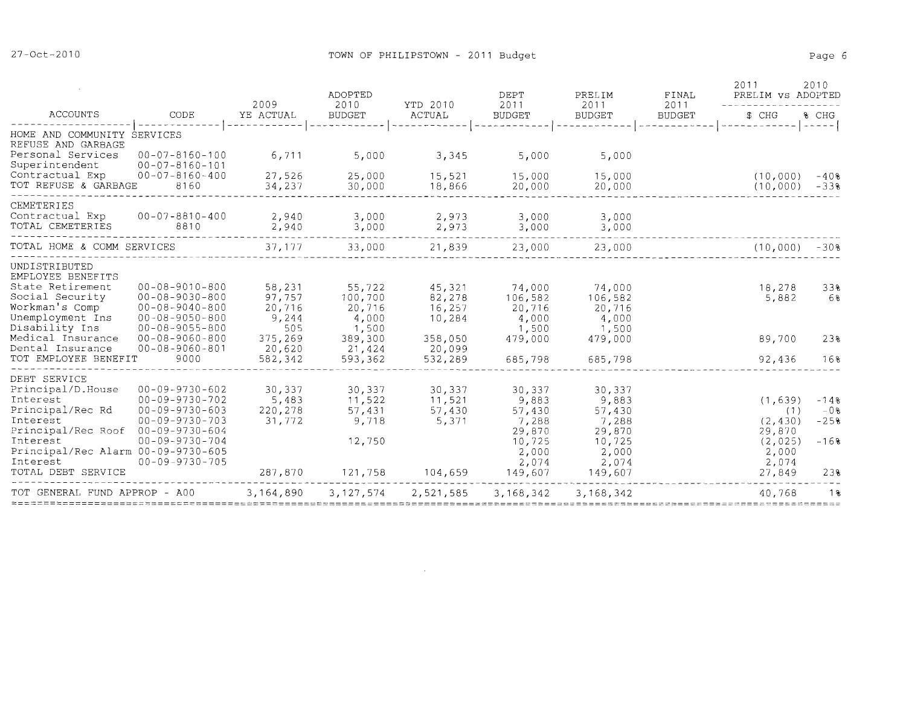| ACCOUNTS | CODE | 2009 YE ACTUAL | ADOPTED 2010 BUDGET | YTD 2010 ACTUAL | DEPT 2011 BUDGET | PRELIM 2011 BUDGET | FINAL 2011 BUDGET | 2011 PRELIM vs 2010 ADOPTED $ CHG | % CHG |
|---|---|---|---|---|---|---|---|---|---|
| HOME AND COMMUNITY SERVICES | | | | | | | | | |
| REFUSE AND GARBAGE | | | | | | | | | |
| Personal Services | 00-07-8160-100 | 6,711 | 5,000 | 3,345 | 5,000 | 5,000 | | | |
| Superintendent | 00-07-8160-101 | | | | | | | | |
| Contractual Exp | 00-07-8160-400 | 27,526 | 25,000 | 15,521 | 15,000 | 15,000 | | (10,000) | -40% |
| TOT REFUSE & GARBAGE | 8160 | 34,237 | 30,000 | 18,866 | 20,000 | 20,000 | | (10,000) | -33% |
| CEMETERIES | | | | | | | | | |
| Contractual Exp | 00-07-8810-400 | 2,940 | 3,000 | 2,973 | 3,000 | 3,000 | | | |
| TOTAL CEMETERIES | 8810 | 2,940 | 3,000 | 2,973 | 3,000 | 3,000 | | | |
| TOTAL HOME & COMM SERVICES | | 37,177 | 33,000 | 21,839 | 23,000 | 23,000 | | (10,000) | -30% |
| UNDISTRIBUTED | | | | | | | | | |
| EMPLOYEE BENEFITS | | | | | | | | | |
| State Retirement | 00-08-9010-800 | 58,231 | 55,722 | 45,321 | 74,000 | 74,000 | | 18,278 | 33% |
| Social Security | 00-08-9030-800 | 97,757 | 100,700 | 82,278 | 106,582 | 106,582 | | 5,882 | 6% |
| Workman's Comp | 00-08-9040-800 | 20,716 | 20,716 | 16,257 | 20,716 | 20,716 | | | |
| Unemployment Ins | 00-08-9050-800 | 9,244 | 4,000 | 10,284 | 4,000 | 4,000 | | | |
| Disability Ins | 00-08-9055-800 | 505 | 1,500 | | 1,500 | 1,500 | | | |
| Medical Insurance | 00-08-9060-800 | 375,269 | 389,300 | 358,050 | 479,000 | 479,000 | | 89,700 | 23% |
| Dental Insurance | 00-08-9060-801 | 20,620 | 21,424 | 20,099 | | | | | |
| TOT EMPLOYEE BENEFIT | 9000 | 582,342 | 593,362 | 532,289 | 685,798 | 685,798 | | 92,436 | 16% |
| DEBT SERVICE | | | | | | | | | |
| Principal/D.House | 00-09-9730-602 | 30,337 | 30,337 | 30,337 | 30,337 | 30,337 | | | |
| Interest | 00-09-9730-702 | 5,483 | 11,522 | 11,521 | 9,883 | 9,883 | | (1,639) | -14% |
| Principal/Rec Rd | 00-09-9730-603 | 220,278 | 57,431 | 57,430 | 57,430 | 57,430 | | (1) | -0% |
| Interest | 00-09-9730-703 | 31,772 | 9,718 | 5,371 | 7,288 | 7,288 | | (2,430) | -25% |
| Principal/Rec Roof | 00-09-9730-604 | | | | 29,870 | 29,870 | | 29,870 | |
| Interest | 00-09-9730-704 | | 12,750 | | 10,725 | 10,725 | | (2,025) | -16% |
| Principal/Rec Alarm | 00-09-9730-605 | | | | 2,000 | 2,000 | | 2,000 | |
| Interest | 00-09-9730-705 | | | | 2,074 | 2,074 | | 2,074 | |
| TOTAL DEBT SERVICE | | 287,870 | 121,758 | 104,659 | 149,607 | 149,607 | | 27,849 | 23% |
| TOT GENERAL FUND APPROP - A00 | | 3,164,890 | 3,127,574 | 2,521,585 | 3,168,342 | 3,168,342 | | 40,768 | 1% |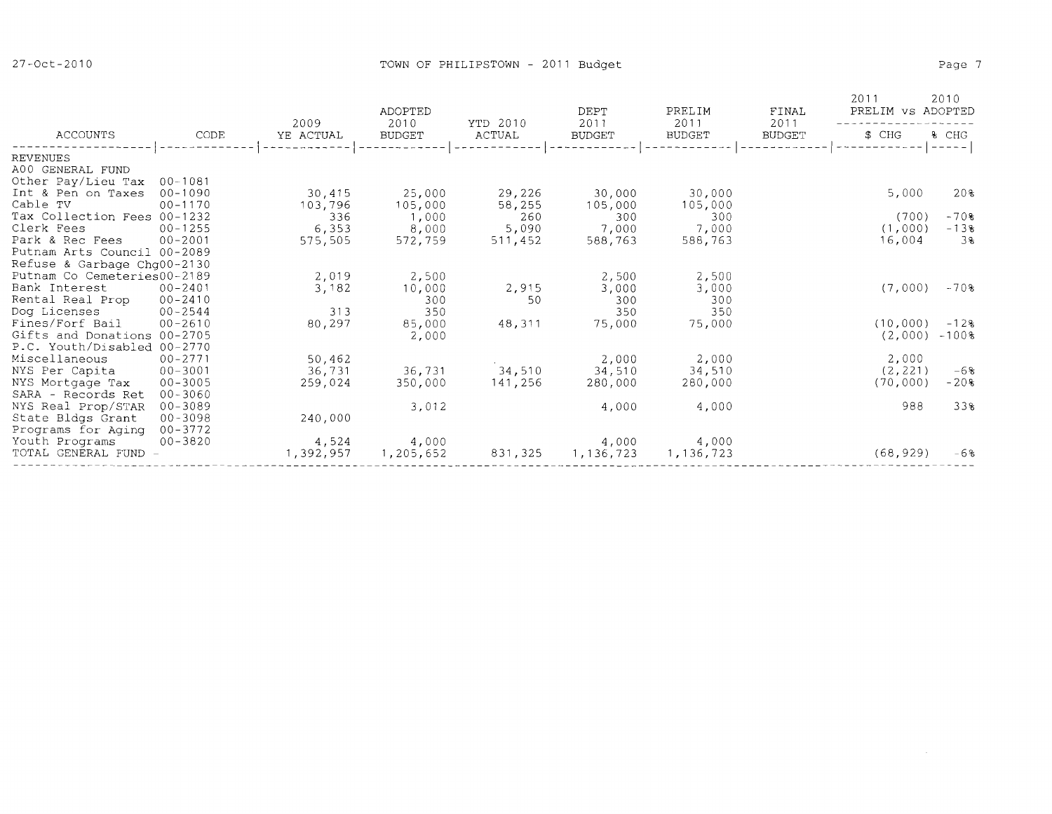# TOWN OF PHILIPSTOWN - 2011 Budget

| ACCOUNTS | CODE | 2009 YE ACTUAL | ADOPTED 2010 BUDGET | YTD 2010 ACTUAL | DEPT 2011 BUDGET | PRELIM 2011 BUDGET | FINAL 2011 BUDGET | 2011 PRELIM vs 2010 ADOPTED $ CHG | % CHG |
|---|---|---|---|---|---|---|---|---|---|
| REVENUES | | | | | | | | | |
| A00 GENERAL FUND | | | | | | | | | |
| Other Pay/Lieu Tax | 00-1081 | | | | | | | | |
| Int & Pen on Taxes | 00-1090 | 30,415 | 25,000 | 29,226 | 30,000 | 30,000 | | 5,000 | 20% |
| Cable TV | 00-1170 | 103,796 | 105,000 | 58,255 | 105,000 | 105,000 | | | |
| Tax Collection Fees | 00-1232 | 336 | 1,000 | 260 | 300 | 300 | | (700) | -70% |
| Clerk Fees | 00-1255 | 6,353 | 8,000 | 5,090 | 7,000 | 7,000 | | (1,000) | -13% |
| Park & Rec Fees | 00-2001 | 575,505 | 572,759 | 511,452 | 588,763 | 588,763 | | 16,004 | 3% |
| Putnam Arts Council | 00-2089 | | | | | | | | |
| Refuse & Garbage Chg | 00-2130 | | | | | | | | |
| Putnam Co Cemeteries | 00-2189 | 2,019 | 2,500 | | 2,500 | 2,500 | | | |
| Bank Interest | 00-2401 | 3,182 | 10,000 | 2,915 | 3,000 | 3,000 | | (7,000) | -70% |
| Rental Real Prop | 00-2410 | | 300 | 50 | 300 | 300 | | | |
| Dog Licenses | 00-2544 | 313 | 350 | | 350 | 350 | | | |
| Fines/Forf Bail | 00-2610 | 80,297 | 85,000 | 48,311 | 75,000 | 75,000 | | (10,000) | -12% |
| Gifts and Donations | 00-2705 | | 2,000 | | | | | (2,000) | -100% |
| P.C. Youth/Disabled | 00-2770 | | | | | | | | |
| Miscellaneous | 00-2771 | 50,462 | | | 2,000 | 2,000 | | 2,000 | |
| NYS Per Capita | 00-3001 | 36,731 | 36,731 | 34,510 | 34,510 | 34,510 | | (2,221) | -6% |
| NYS Mortgage Tax | 00-3005 | 259,024 | 350,000 | 141,256 | 280,000 | 280,000 | | (70,000) | -20% |
| SARA - Records Ret | 00-3060 | | | | | | | | |
| NYS Real Prop/STAR | 00-3089 | | 3,012 | | 4,000 | 4,000 | | 988 | 33% |
| State Bldgs Grant | 00-3098 | 240,000 | | | | | | | |
| Programs for Aging | 00-3772 | | | | | | | | |
| Youth Programs | 00-3820 | 4,524 | 4,000 | | 4,000 | 4,000 | | | |
| TOTAL GENERAL FUND - | | 1,392,957 | 1,205,652 | 831,325 | 1,136,723 | 1,136,723 | | (68,929) | -6% |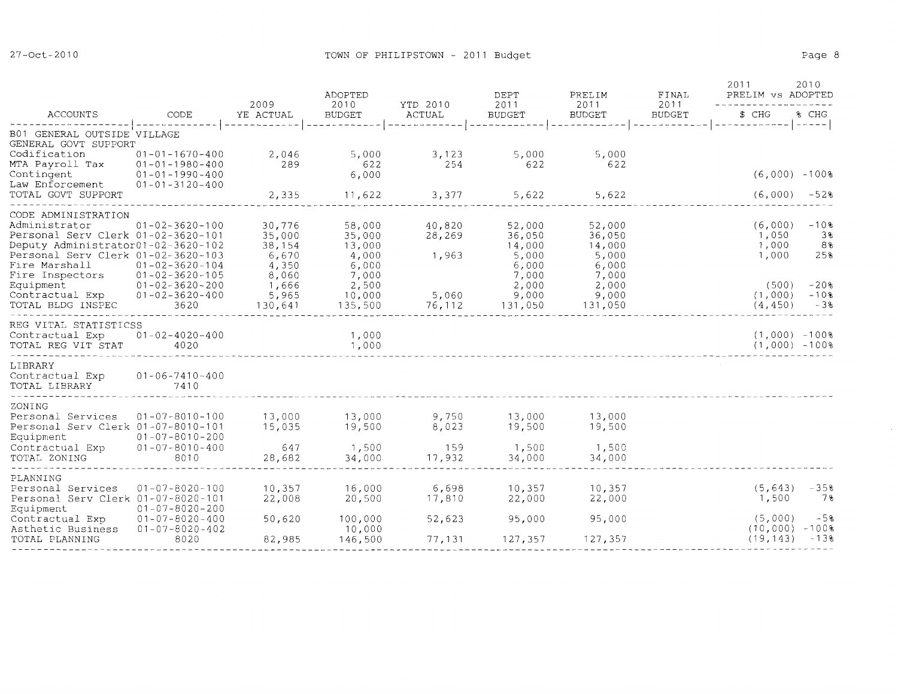27-Oct-2010

# TOWN OF PHILIPSTOWN - 2011 Budget

| ACCOUNTS | CODE | 2009 YE ACTUAL | ADOPTED 2010 BUDGET | YTD 2010 ACTUAL | DEPT 2011 BUDGET | PRELIM 2011 BUDGET | FINAL 2011 BUDGET | 2011 PRELIM vs 2010 ADOPTED $ CHG | % CHG |
|---|---|---|---|---|---|---|---|---|---|
| B01 GENERAL OUTSIDE VILLAGE | | | | | | | | | |
| GENERAL GOVT SUPPORT | | | | | | | | | |
| Codification | 01-01-1670-400 | 2,046 | 5,000 | 3,123 | 5,000 | 5,000 | | | |
| MTA Payroll Tax | 01-01-1980-400 | 289 | 622 | 254 | 622 | 622 | | | |
| Contingent | 01-01-1990-400 | | 6,000 | | | | | (6,000) | -100% |
| Law Enforcement | 01-01-3120-400 | | | | | | | | |
| TOTAL GOVT SUPPORT | | 2,335 | 11,622 | 3,377 | 5,622 | 5,622 | | (6,000) | -52% |
| CODE ADMINISTRATION | | | | | | | | | |
| Administrator | 01-02-3620-100 | 30,776 | 58,000 | 40,820 | 52,000 | 52,000 | | (6,000) | -10% |
| Personal Serv Clerk | 01-02-3620-101 | 35,000 | 35,000 | 28,269 | 36,050 | 36,050 | | 1,050 | 3% |
| Deputy Administrator | 01-02-3620-102 | 38,154 | 13,000 | | 14,000 | 14,000 | | 1,000 | 8% |
| Personal Serv Clerk | 01-02-3620-103 | 6,670 | 4,000 | 1,963 | 5,000 | 5,000 | | 1,000 | 25% |
| Fire Marshall | 01-02-3620-104 | 4,350 | 6,000 | | 6,000 | 6,000 | | | |
| Fire Inspectors | 01-02-3620-105 | 8,060 | 7,000 | | 7,000 | 7,000 | | | |
| Equipment | 01-02-3620-200 | 1,666 | 2,500 | | 2,000 | 2,000 | | (500) | -20% |
| Contractual Exp | 01-02-3620-400 | 5,965 | 10,000 | 5,060 | 9,000 | 9,000 | | (1,000) | -10% |
| TOTAL BLDG INSPEC | 3620 | 130,641 | 135,500 | 76,112 | 131,050 | 131,050 | | (4,450) | -3% |
| REG VITAL STATISTICSS | | | | | | | | | |
| Contractual Exp | 01-02-4020-400 | | 1,000 | | | | | (1,000) | -100% |
| TOTAL REG VIT STAT | 4020 | | 1,000 | | | | | (1,000) | -100% |
| LIBRARY | | | | | | | | | |
| Contractual Exp | 01-06-7410-400 | | | | | | | | |
| TOTAL LIBRARY | 7410 | | | | | | | | |
| ZONING | | | | | | | | | |
| Personal Services | 01-07-8010-100 | 13,000 | 13,000 | 9,750 | 13,000 | 13,000 | | | |
| Personal Serv Clerk | 01-07-8010-101 | 15,035 | 19,500 | 8,023 | 19,500 | 19,500 | | | |
| Equipment | 01-07-8010-200 | | | | | | | | |
| Contractual Exp | 01-07-8010-400 | 647 | 1,500 | 159 | 1,500 | 1,500 | | | |
| TOTAL ZONING | 8010 | 28,682 | 34,000 | 17,932 | 34,000 | 34,000 | | | |
| PLANNING | | | | | | | | | |
| Personal Services | 01-07-8020-100 | 10,357 | 16,000 | 6,698 | 10,357 | 10,357 | | (5,643) | -35% |
| Personal Serv Clerk | 01-07-8020-101 | 22,008 | 20,500 | 17,810 | 22,000 | 22,000 | | 1,500 | 7% |
| Equipment | 01-07-8020-200 | | | | | | | | |
| Contractual Exp | 01-07-8020-400 | 50,620 | 100,000 | 52,623 | 95,000 | 95,000 | | (5,000) | -5% |
| Asthetic Business | 01-07-8020-402 | | 10,000 | | | | | (10,000) | -100% |
| TOTAL PLANNING | 8020 | 82,985 | 146,500 | 77,131 | 127,357 | 127,357 | | (19,143) | -13% |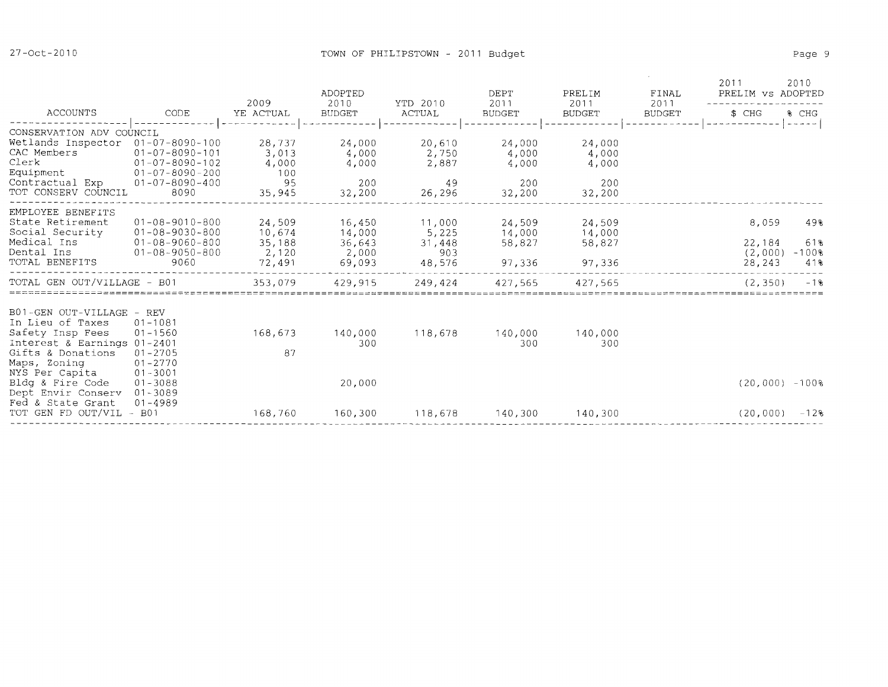| ACCOUNTS | CODE | 2009 YE ACTUAL | ADOPTED 2010 BUDGET | YTD 2010 ACTUAL | DEPT 2011 BUDGET | PRELIM 2011 BUDGET | FINAL 2011 BUDGET | 2011 PRELIM vs 2010 ADOPTED $ CHG | % CHG |
|---|---|---|---|---|---|---|---|---|---|
| CONSERVATION ADV COUNCIL | | | | | | | | | |
| Wetlands Inspector | 01-07-8090-100 | 28,737 | 24,000 | 20,610 | 24,000 | 24,000 | | | |
| CAC Members | 01-07-8090-101 | 3,013 | 4,000 | 2,750 | 4,000 | 4,000 | | | |
| Clerk | 01-07-8090-102 | 4,000 | 4,000 | 2,887 | 4,000 | 4,000 | | | |
| Equipment | 01-07-8090-200 | 100 | | | | | | | |
| Contractual Exp | 01-07-8090-400 | 95 | 200 | 49 | 200 | 200 | | | |
| TOT CONSERV COUNCIL | 8090 | 35,945 | 32,200 | 26,296 | 32,200 | 32,200 | | | |
| EMPLOYEE BENEFITS | | | | | | | | | |
| State Retirement | 01-08-9010-800 | 24,509 | 16,450 | 11,000 | 24,509 | 24,509 | | 8,059 | 49% |
| Social Security | 01-08-9030-800 | 10,674 | 14,000 | 5,225 | 14,000 | 14,000 | | | |
| Medical Ins | 01-08-9060-800 | 35,188 | 36,643 | 31,448 | 58,827 | 58,827 | | 22,184 | 61% |
| Dental Ins | 01-08-9050-800 | 2,120 | 2,000 | 903 | | | | (2,000) | -100% |
| TOTAL BENEFITS | 9060 | 72,491 | 69,093 | 48,576 | 97,336 | 97,336 | | 28,243 | 41% |
| TOTAL GEN OUT/VILLAGE - B01 | | 353,079 | 429,915 | 249,424 | 427,565 | 427,565 | | (2,350) | -1% |
| B01-GEN OUT-VILLAGE - REV | | | | | | | | | |
| In Lieu of Taxes | 01-1081 | | | | | | | | |
| Safety Insp Fees | 01-1560 | 168,673 | 140,000 | 118,678 | 140,000 | 140,000 | | | |
| Interest & Earnings | 01-2401 | | 300 | | 300 | 300 | | | |
| Gifts & Donations | 01-2705 | 87 | | | | | | | |
| Maps, Zoning | 01-2770 | | | | | | | | |
| NYS Per Capita | 01-3001 | | | | | | | | |
| Bldg & Fire Code | 01-3088 | | 20,000 | | | | | (20,000) | -100% |
| Dept Envir Conserv | 01-3089 | | | | | | | | |
| Fed & State Grant | 01-4989 | | | | | | | | |
| TOT GEN FD OUT/VIL - B01 | | 168,760 | 160,300 | 118,678 | 140,300 | 140,300 | | (20,000) | -12% |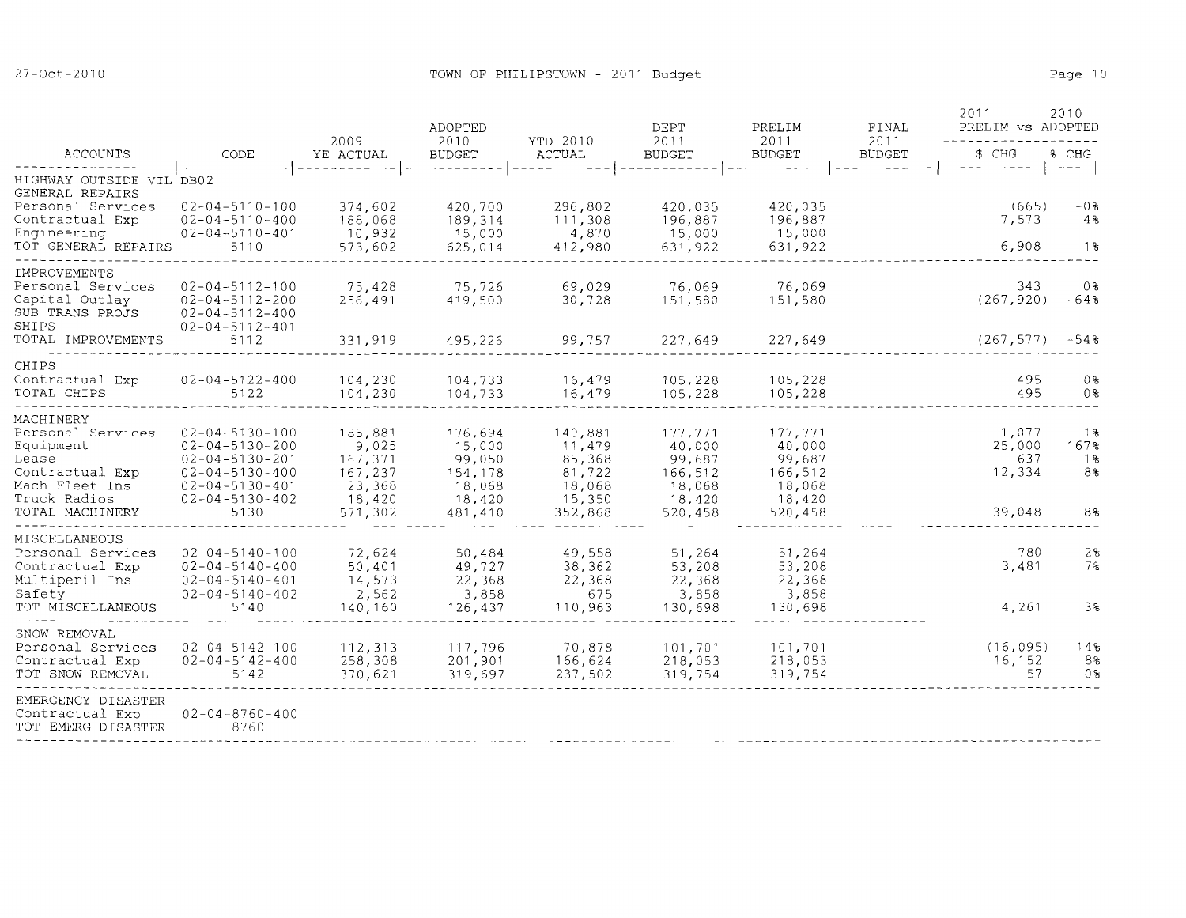| ACCOUNTS | CODE | 2009 YE ACTUAL | ADOPTED 2010 BUDGET | YTD 2010 ACTUAL | DEPT 2011 BUDGET | PRELIM 2011 BUDGET | FINAL 2011 BUDGET | 2011 PRELIM vs 2010 ADOPTED $ CHG | % CHG |
|---|---|---|---|---|---|---|---|---|---|
| HIGHWAY OUTSIDE VIL | DB02 | | | | | | | | |
| GENERAL REPAIRS | | | | | | | | | |
| Personal Services | 02-04-5110-100 | 374,602 | 420,700 | 296,802 | 420,035 | 420,035 | | (665) | -0% |
| Contractual Exp | 02-04-5110-400 | 188,068 | 189,314 | 111,308 | 196,887 | 196,887 | | 7,573 | 4% |
| Engineering | 02-04-5110-401 | 10,932 | 15,000 | 4,870 | 15,000 | 15,000 | | | |
| TOT GENERAL REPAIRS | 5110 | 573,602 | 625,014 | 412,980 | 631,922 | 631,922 | | 6,908 | 1% |
| IMPROVEMENTS | | | | | | | | | |
| Personal Services | 02-04-5112-100 | 75,428 | 75,726 | 69,029 | 76,069 | 76,069 | | 343 | 0% |
| Capital Outlay | 02-04-5112-200 | 256,491 | 419,500 | 30,728 | 151,580 | 151,580 | | (267,920) | -64% |
| SUB TRANS PROJS | 02-04-5112-400 | | | | | | | | |
| SHIPS | 02-04-5112-401 | | | | | | | | |
| TOTAL IMPROVEMENTS | 5112 | 331,919 | 495,226 | 99,757 | 227,649 | 227,649 | | (267,577) | -54% |
| CHIPS | | | | | | | | | |
| Contractual Exp | 02-04-5122-400 | 104,230 | 104,733 | 16,479 | 105,228 | 105,228 | | 495 | 0% |
| TOTAL CHIPS | 5122 | 104,230 | 104,733 | 16,479 | 105,228 | 105,228 | | 495 | 0% |
| MACHINERY | | | | | | | | | |
| Personal Services | 02-04-5130-100 | 185,881 | 176,694 | 140,881 | 177,771 | 177,771 | | 1,077 | 1% |
| Equipment | 02-04-5130-200 | 9,025 | 15,000 | 11,479 | 40,000 | 40,000 | | 25,000 | 167% |
| Lease | 02-04-5130-201 | 167,371 | 99,050 | 85,368 | 99,687 | 99,687 | | 637 | 1% |
| Contractual Exp | 02-04-5130-400 | 167,237 | 154,178 | 81,722 | 166,512 | 166,512 | | 12,334 | 8% |
| Mach Fleet Ins | 02-04-5130-401 | 23,368 | 18,068 | 18,068 | 18,068 | 18,068 | | | |
| Truck Radios | 02-04-5130-402 | 18,420 | 18,420 | 15,350 | 18,420 | 18,420 | | | |
| TOTAL MACHINERY | 5130 | 571,302 | 481,410 | 352,868 | 520,458 | 520,458 | | 39,048 | 8% |
| MISCELLANEOUS | | | | | | | | | |
| Personal Services | 02-04-5140-100 | 72,624 | 50,484 | 49,558 | 51,264 | 51,264 | | 780 | 2% |
| Contractual Exp | 02-04-5140-400 | 50,401 | 49,727 | 38,362 | 53,208 | 53,208 | | 3,481 | 7% |
| Multiperil Ins | 02-04-5140-401 | 14,573 | 22,368 | 22,368 | 22,368 | 22,368 | | | |
| Safety | 02-04-5140-402 | 2,562 | 3,858 | 675 | 3,858 | 3,858 | | | |
| TOT MISCELLANEOUS | 5140 | 140,160 | 126,437 | 110,963 | 130,698 | 130,698 | | 4,261 | 3% |
| SNOW REMOVAL | | | | | | | | | |
| Personal Services | 02-04-5142-100 | 112,313 | 117,796 | 70,878 | 101,701 | 101,701 | | (16,095) | -14% |
| Contractual Exp | 02-04-5142-400 | 258,308 | 201,901 | 166,624 | 218,053 | 218,053 | | 16,152 | 8% |
| TOT SNOW REMOVAL | 5142 | 370,621 | 319,697 | 237,502 | 319,754 | 319,754 | | 57 | 0% |
| EMERGENCY DISASTER | | | | | | | | | |
| Contractual Exp | 02-04-8760-400 | | | | | | | | |
| TOT EMERG DISASTER | 8760 | | | | | | | | |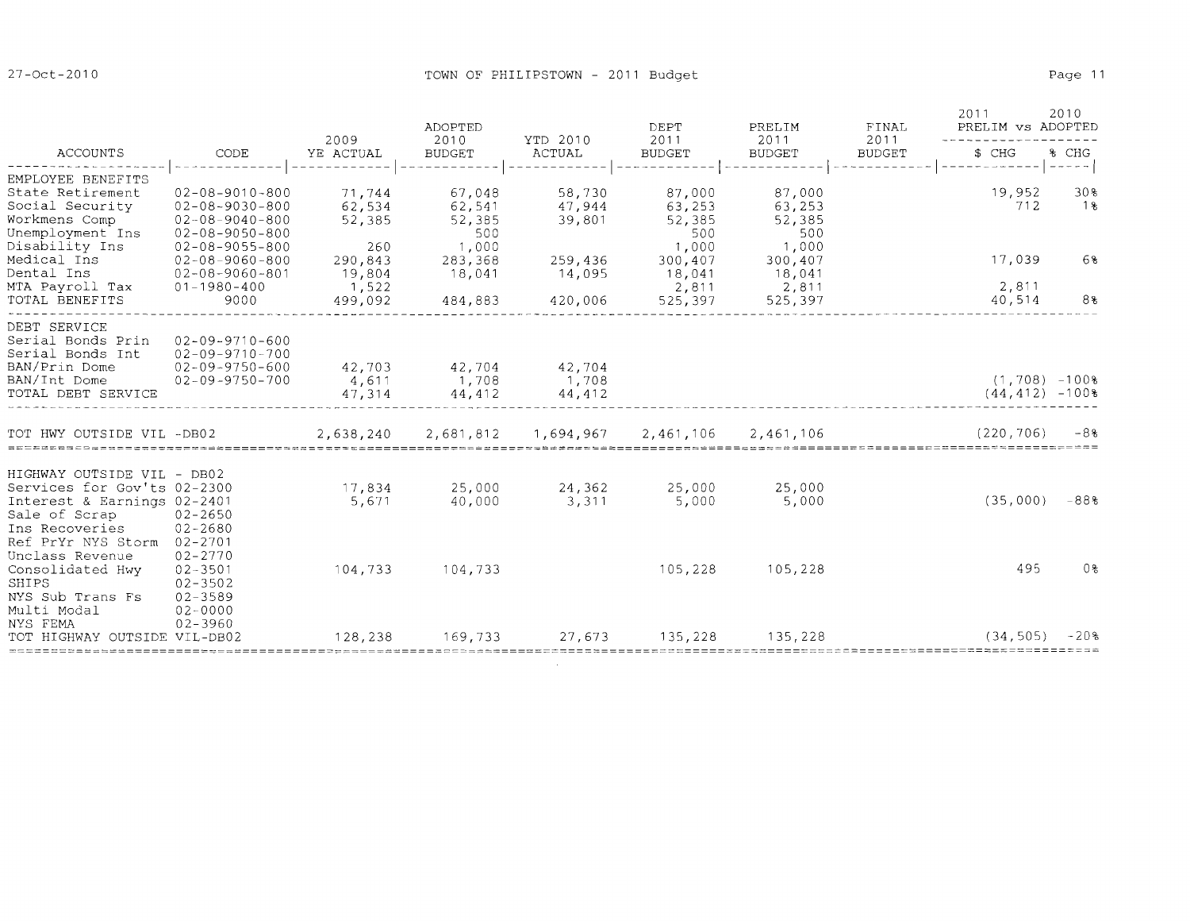TOWN OF PHILIPSTOWN - 2011 Budget

| ACCOUNTS | CODE | 2009 YE ACTUAL | ADOPTED 2010 BUDGET | YTD 2010 ACTUAL | DEPT 2011 BUDGET | PRELIM 2011 BUDGET | FINAL 2011 BUDGET | 2011 PRELIM vs 2010 ADOPTED $ CHG | % CHG |
|---|---|---|---|---|---|---|---|---|---|
| EMPLOYEE BENEFITS | | | | | | | | | |
| State Retirement | 02-08-9010-800 | 71,744 | 67,048 | 58,730 | 87,000 | 87,000 | | 19,952 | 30% |
| Social Security | 02-08-9030-800 | 62,534 | 62,541 | 47,944 | 63,253 | 63,253 | | 712 | 1% |
| Workmens Comp | 02-08-9040-800 | 52,385 | 52,385 | 39,801 | 52,385 | 52,385 | | | |
| Unemployment Ins | 02-08-9050-800 | | 500 | | 500 | 500 | | | |
| Disability Ins | 02-08-9055-800 | 260 | 1,000 | | 1,000 | 1,000 | | | |
| Medical Ins | 02-08-9060-800 | 290,843 | 283,368 | 259,436 | 300,407 | 300,407 | | 17,039 | 6% |
| Dental Ins | 02-08-9060-801 | 19,804 | 18,041 | 14,095 | 18,041 | 18,041 | | | |
| MTA Payroll Tax | 01-1980-400 | 1,522 | | | 2,811 | 2,811 | | 2,811 | |
| TOTAL BENEFITS | 9000 | 499,092 | 484,883 | 420,006 | 525,397 | 525,397 | | 40,514 | 8% |
| DEBT SERVICE | | | | | | | | | |
| Serial Bonds Prin | 02-09-9710-600 | | | | | | | | |
| Serial Bonds Int | 02-09-9710-700 | | | | | | | | |
| BAN/Prin Dome | 02-09-9750-600 | 42,703 | 42,704 | 42,704 | | | | | |
| BAN/Int Dome | 02-09-9750-700 | 4,611 | 1,708 | 1,708 | | | | (1,708) | -100% |
| TOTAL DEBT SERVICE | | 47,314 | 44,412 | 44,412 | | | | (44,412) | -100% |
| TOT HWY OUTSIDE VIL -DB02 | | 2,638,240 | 2,681,812 | 1,694,967 | 2,461,106 | 2,461,106 | | (220,706) | -8% |
| HIGHWAY OUTSIDE VIL - DB02 | | | | | | | | | |
| Services for Gov'ts | 02-2300 | 17,834 | 25,000 | 24,362 | 25,000 | 25,000 | | | |
| Interest & Earnings | 02-2401 | 5,671 | 40,000 | 3,311 | 5,000 | 5,000 | | (35,000) | -88% |
| Sale of Scrap | 02-2650 | | | | | | | | |
| Ins Recoveries | 02-2680 | | | | | | | | |
| Ref PrYr NYS Storm | 02-2701 | | | | | | | | |
| Unclass Revenue | 02-2770 | | | | | | | | |
| Consolidated Hwy | 02-3501 | 104,733 | 104,733 | | 105,228 | 105,228 | | 495 | 0% |
| SHIPS | 02-3502 | | | | | | | | |
| NYS Sub Trans Fs | 02-3589 | | | | | | | | |
| Multi Modal | 02-0000 | | | | | | | | |
| NYS FEMA | 02-3960 | | | | | | | | |
| TOT HIGHWAY OUTSIDE VIL-DB02 | | 128,238 | 169,733 | 27,673 | 135,228 | 135,228 | | (34,505) | -20% |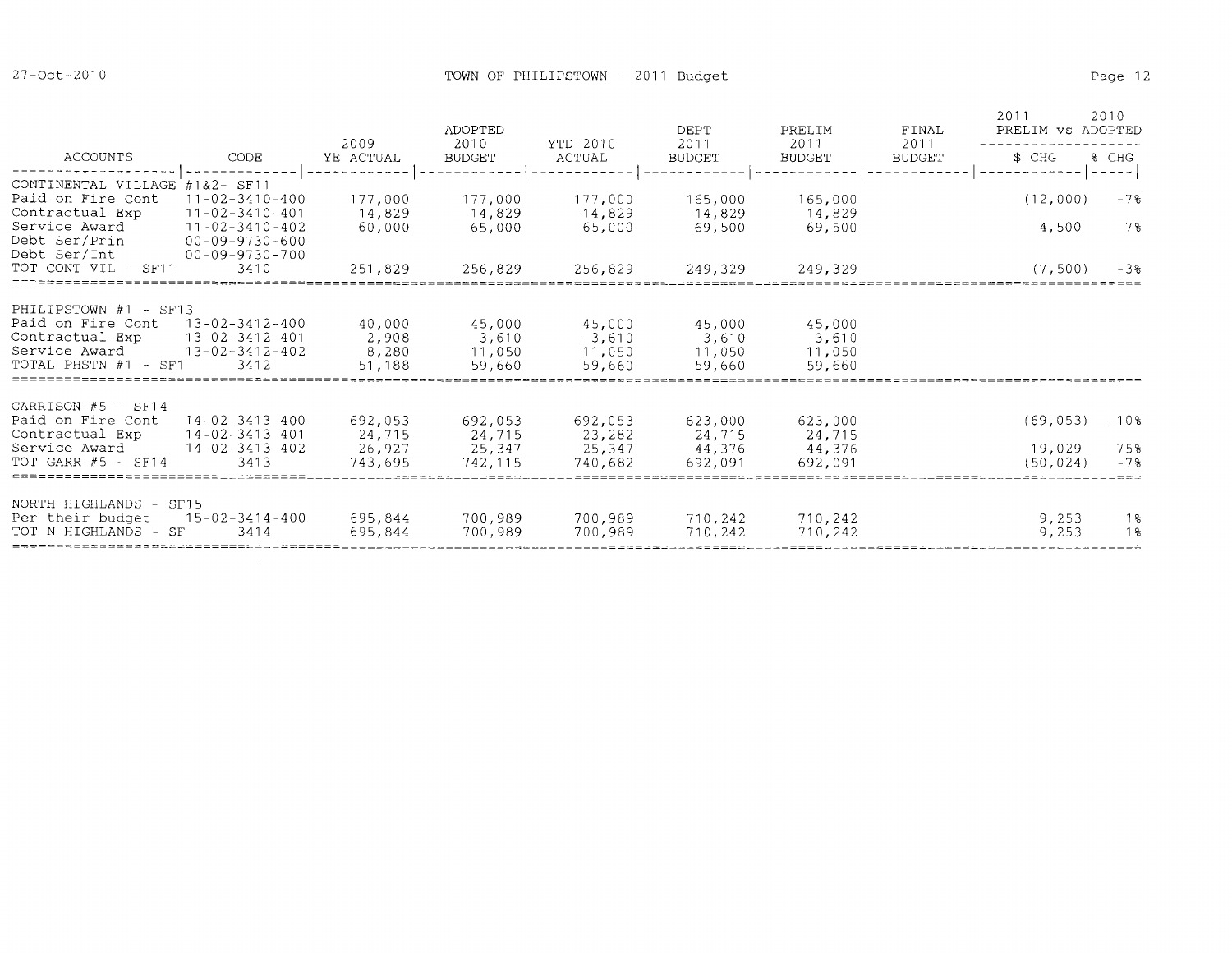| ACCOUNTS | CODE | 2009 YE ACTUAL | ADOPTED 2010 BUDGET | YTD 2010 ACTUAL | DEPT 2011 BUDGET | PRELIM 2011 BUDGET | FINAL 2011 BUDGET | 2011 PRELIM vs 2010 ADOPTED $ CHG | % CHG |
|---|---|---|---|---|---|---|---|---|---|
| CONTINENTAL VILLAGE #1&2- SF11 | | | | | | | | | |
| Paid on Fire Cont | 11-02-3410-400 | 177,000 | 177,000 | 177,000 | 165,000 | 165,000 | | (12,000) | -7% |
| Contractual Exp | 11-02-3410-401 | 14,829 | 14,829 | 14,829 | 14,829 | 14,829 | | | |
| Service Award | 11-02-3410-402 | 60,000 | 65,000 | 65,000 | 69,500 | 69,500 | | 4,500 | 7% |
| Debt Ser/Prin | 00-09-9730-600 | | | | | | | | |
| Debt Ser/Int | 00-09-9730-700 | | | | | | | | |
| TOT CONT VIL - SF11 | 3410 | 251,829 | 256,829 | 256,829 | 249,329 | 249,329 | | (7,500) | -3% |
| PHILIPSTOWN #1 - SF13 | | | | | | | | | |
| Paid on Fire Cont | 13-02-3412-400 | 40,000 | 45,000 | 45,000 | 45,000 | 45,000 | | | |
| Contractual Exp | 13-02-3412-401 | 2,908 | 3,610 | 3,610 | 3,610 | 3,610 | | | |
| Service Award | 13-02-3412-402 | 8,280 | 11,050 | 11,050 | 11,050 | 11,050 | | | |
| TOTAL PHSTN #1 - SF1 | 3412 | 51,188 | 59,660 | 59,660 | 59,660 | 59,660 | | | |
| GARRISON #5 - SF14 | | | | | | | | | |
| Paid on Fire Cont | 14-02-3413-400 | 692,053 | 692,053 | 692,053 | 623,000 | 623,000 | | (69,053) | -10% |
| Contractual Exp | 14-02-3413-401 | 24,715 | 24,715 | 23,282 | 24,715 | 24,715 | | | |
| Service Award | 14-02-3413-402 | 26,927 | 25,347 | 25,347 | 44,376 | 44,376 | | 19,029 | 75% |
| TOT GARR #5 - SF14 | 3413 | 743,695 | 742,115 | 740,682 | 692,091 | 692,091 | | (50,024) | -7% |
| NORTH HIGHLANDS - SF15 | | | | | | | | | |
| Per their budget | 15-02-3414-400 | 695,844 | 700,989 | 700,989 | 710,242 | 710,242 | | 9,253 | 1% |
| TOT N HIGHLANDS - SF | 3414 | 695,844 | 700,989 | 700,989 | 710,242 | 710,242 | | 9,253 | 1% |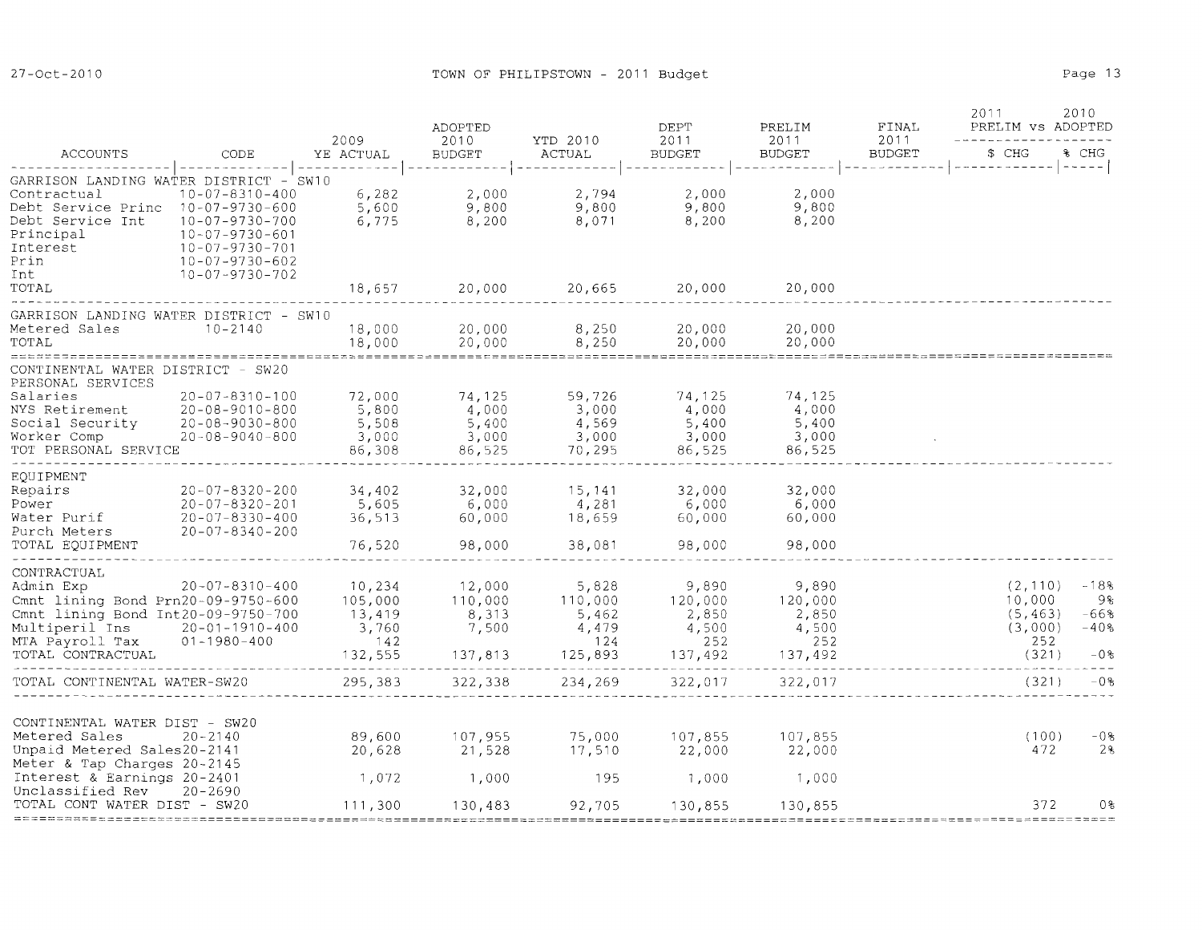| ACCOUNTS | CODE | 2009 YE ACTUAL | ADOPTED 2010 BUDGET | YTD 2010 ACTUAL | DEPT 2011 BUDGET | PRELIM 2011 BUDGET | FINAL 2011 BUDGET | 2011 PRELIM vs 2010 ADOPTED $ CHG | % CHG |
|---|---|---|---|---|---|---|---|---|---|
| GARRISON LANDING WATER DISTRICT - SW10 | | | | | | | | | |
| Contractual | 10-07-8310-400 | 6,282 | 2,000 | 2,794 | 2,000 | 2,000 | | | |
| Debt Service Princ | 10-07-9730-600 | 5,600 | 9,800 | 9,800 | 9,800 | 9,800 | | | |
| Debt Service Int | 10-07-9730-700 | 6,775 | 8,200 | 8,071 | 8,200 | 8,200 | | | |
| Principal | 10-07-9730-601 | | | | | | | | |
| Interest | 10-07-9730-701 | | | | | | | | |
| Prin | 10-07-9730-602 | | | | | | | | |
| Int | 10-07-9730-702 | | | | | | | | |
| TOTAL | | 18,657 | 20,000 | 20,665 | 20,000 | 20,000 | | | |
| GARRISON LANDING WATER DISTRICT - SW10 | | | | | | | | | |
| Metered Sales | 10-2140 | 18,000 | 20,000 | 8,250 | 20,000 | 20,000 | | | |
| TOTAL | | 18,000 | 20,000 | 8,250 | 20,000 | 20,000 | | | |
| CONTINENTAL WATER DISTRICT - SW20 | | | | | | | | | |
| PERSONAL SERVICES | | | | | | | | | |
| Salaries | 20-07-8310-100 | 72,000 | 74,125 | 59,726 | 74,125 | 74,125 | | | |
| NYS Retirement | 20-08-9010-800 | 5,800 | 4,000 | 3,000 | 4,000 | 4,000 | | | |
| Social Security | 20-08-9030-800 | 5,508 | 5,400 | 4,569 | 5,400 | 5,400 | | | |
| Worker Comp | 20-08-9040-800 | 3,000 | 3,000 | 3,000 | 3,000 | 3,000 | | | |
| TOT PERSONAL SERVICE | | 86,308 | 86,525 | 70,295 | 86,525 | 86,525 | | | |
| EQUIPMENT | | | | | | | | | |
| Repairs | 20-07-8320-200 | 34,402 | 32,000 | 15,141 | 32,000 | 32,000 | | | |
| Power | 20-07-8320-201 | 5,605 | 6,000 | 4,281 | 6,000 | 6,000 | | | |
| Water Purif | 20-07-8330-400 | 36,513 | 60,000 | 18,659 | 60,000 | 60,000 | | | |
| Purch Meters | 20-07-8340-200 | | | | | | | | |
| TOTAL EQUIPMENT | | 76,520 | 98,000 | 38,081 | 98,000 | 98,000 | | | |
| CONTRACTUAL | | | | | | | | | |
| Admin Exp | 20-07-8310-400 | 10,234 | 12,000 | 5,828 | 9,890 | 9,890 | | (2,110) | -18% |
| Cmnt lining Bond Prn | 20-09-9750-600 | 105,000 | 110,000 | 110,000 | 120,000 | 120,000 | | 10,000 | 9% |
| Cmnt lining Bond Int | 20-09-9750-700 | 13,419 | 8,313 | 5,462 | 2,850 | 2,850 | | (5,463) | -66% |
| Multiperil Ins | 20-01-1910-400 | 3,760 | 7,500 | 4,479 | 4,500 | 4,500 | | (3,000) | -40% |
| MTA Payroll Tax | 01-1980-400 | 142 | | 124 | 252 | 252 | | 252 | |
| TOTAL CONTRACTUAL | | 132,555 | 137,813 | 125,893 | 137,492 | 137,492 | | (321) | -0% |
| TOTAL CONTINENTAL WATER-SW20 | | 295,383 | 322,338 | 234,269 | 322,017 | 322,017 | | (321) | -0% |
| CONTINENTAL WATER DIST - SW20 | | | | | | | | | |
| Metered Sales | 20-2140 | 89,600 | 107,955 | 75,000 | 107,855 | 107,855 | | (100) | -0% |
| Unpaid Metered Sales | 20-2141 | 20,628 | 21,528 | 17,510 | 22,000 | 22,000 | | 472 | 2% |
| Meter & Tap Charges | 20-2145 | | | | | | | | |
| Interest & Earnings | 20-2401 | 1,072 | 1,000 | 195 | 1,000 | 1,000 | | | |
| Unclassified Rev | 20-2690 | | | | | | | | |
| TOTAL CONT WATER DIST - SW20 | | 111,300 | 130,483 | 92,705 | 130,855 | 130,855 | | 372 | 0% |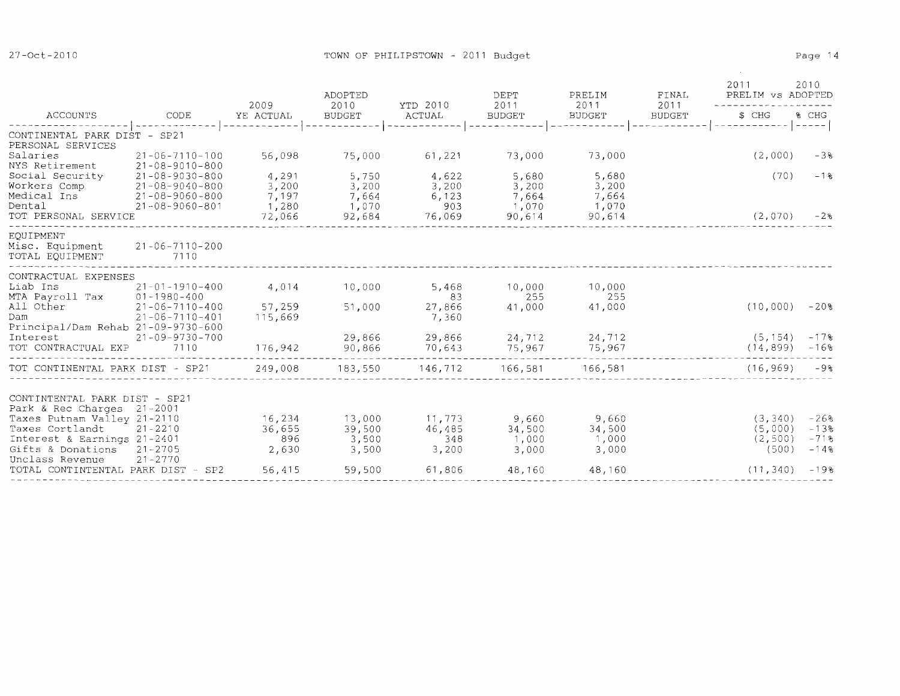| ACCOUNTS | CODE | 2009 YE ACTUAL | ADOPTED 2010 BUDGET | YTD 2010 ACTUAL | DEPT 2011 BUDGET | PRELIM 2011 BUDGET | FINAL 2011 BUDGET | 2011 PRELIM vs ADOPTED $ CHG | 2010 % CHG |
|---|---|---|---|---|---|---|---|---|---|
| CONTINENTAL PARK DIST - SP21 | | | | | | | | | |
| PERSONAL SERVICES | | | | | | | | | |
| Salaries | 21-06-7110-100 | 56,098 | 75,000 | 61,221 | 73,000 | 73,000 | | (2,000) | -3% |
| NYS Retirement | 21-08-9010-800 | | | | | | | | |
| Social Security | 21-08-9030-800 | 4,291 | 5,750 | 4,622 | 5,680 | 5,680 | | (70) | -1% |
| Workers Comp | 21-08-9040-800 | 3,200 | 3,200 | 3,200 | 3,200 | 3,200 | | | |
| Medical Ins | 21-08-9060-800 | 7,197 | 7,664 | 6,123 | 7,664 | 7,664 | | | |
| Dental | 21-08-9060-801 | 1,280 | 1,070 | 903 | 1,070 | 1,070 | | | |
| TOT PERSONAL SERVICE | | 72,066 | 92,684 | 76,069 | 90,614 | 90,614 | | (2,070) | -2% |
| EQUIPMENT | | | | | | | | | |
| Misc. Equipment | 21-06-7110-200 | | | | | | | | |
| TOTAL EQUIPMENT | 7110 | | | | | | | | |
| CONTRACTUAL EXPENSES | | | | | | | | | |
| Liab Ins | 21-01-1910-400 | 4,014 | 10,000 | 5,468 | 10,000 | 10,000 | | | |
| MTA Payroll Tax | 01-1980-400 | | | 83 | 255 | 255 | | | |
| All Other | 21-06-7110-400 | 57,259 | 51,000 | 27,866 | 41,000 | 41,000 | | (10,000) | -20% |
| Dam | 21-06-7110-401 | 115,669 | | 7,360 | | | | | |
| Principal/Dam Rehab | 21-09-9730-600 | | | | | | | | |
| Interest | 21-09-9730-700 | | 29,866 | 29,866 | 24,712 | 24,712 | | (5,154) | -17% |
| TOT CONTRACTUAL EXP | 7110 | 176,942 | 90,866 | 70,643 | 75,967 | 75,967 | | (14,899) | -16% |
| TOT CONTINENTAL PARK DIST - SP21 | | 249,008 | 183,550 | 146,712 | 166,581 | 166,581 | | (16,969) | -9% |
| CONTINTENTAL PARK DIST - SP21 | | | | | | | | | |
| Park & Rec Charges | 21-2001 | | | | | | | | |
| Taxes Putnam Valley | 21-2110 | 16,234 | 13,000 | 11,773 | 9,660 | 9,660 | | (3,340) | -26% |
| Taxes Cortlandt | 21-2210 | 36,655 | 39,500 | 46,485 | 34,500 | 34,500 | | (5,000) | -13% |
| Interest & Earnings | 21-2401 | 896 | 3,500 | 348 | 1,000 | 1,000 | | (2,500) | -71% |
| Gifts & Donations | 21-2705 | 2,630 | 3,500 | 3,200 | 3,000 | 3,000 | | (500) | -14% |
| Unclass Revenue | 21-2770 | | | | | | | | |
| TOTAL CONTINTENTAL PARK DIST - SP2 | | 56,415 | 59,500 | 61,806 | 48,160 | 48,160 | | (11,340) | -19% |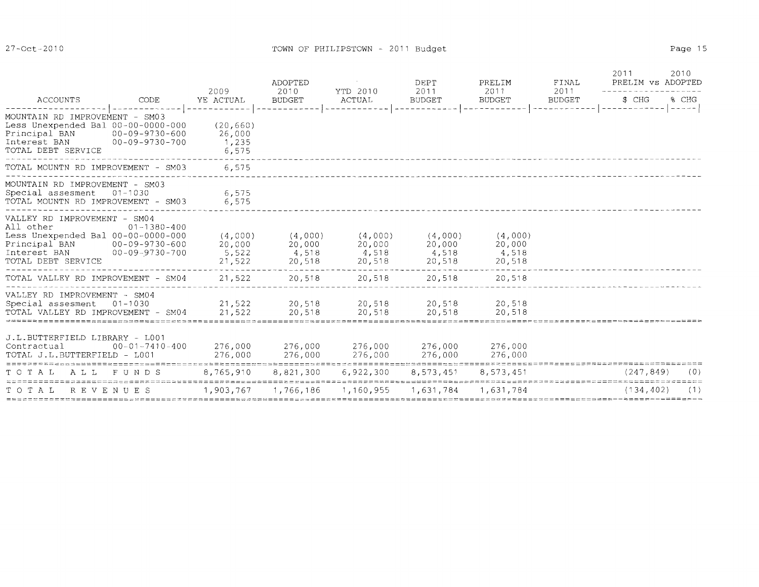| ACCOUNTS | CODE | 2009 YE ACTUAL | ADOPTED 2010 BUDGET | YTD 2010 ACTUAL | DEPT 2011 BUDGET | PRELIM 2011 BUDGET | FINAL 2011 BUDGET | 2011 PRELIM vs 2010 ADOPTED $ CHG | % CHG |
|---|---|---|---|---|---|---|---|---|---|
| MOUNTAIN RD IMPROVEMENT - SM03 | | | | | | | | | |
| Less Unexpended Bal | 00-00-0000-000 | (20,660) | | | | | | | |
| Principal BAN | 00-09-9730-600 | 26,000 | | | | | | | |
| Interest BAN | 00-09-9730-700 | 1,235 | | | | | | | |
| TOTAL DEBT SERVICE | | 6,575 | | | | | | | |
| TOTAL MOUNTN RD IMPROVEMENT - SM03 | | 6,575 | | | | | | | |
| MOUNTAIN RD IMPROVEMENT - SM03 | | | | | | | | | |
| Special assesment | 01-1030 | 6,575 | | | | | | | |
| TOTAL MOUNTN RD IMPROVEMENT - SM03 | | 6,575 | | | | | | | |
| VALLEY RD IMPROVEMENT - SM04 | | | | | | | | | |
| All other | 01-1380-400 | | | | | | | | |
| Less Unexpended Bal | 00-00-0000-000 | (4,000) | (4,000) | (4,000) | (4,000) | (4,000) | | | |
| Principal BAN | 00-09-9730-600 | 20,000 | 20,000 | 20,000 | 20,000 | 20,000 | | | |
| Interest BAN | 00-09-9730-700 | 5,522 | 4,518 | 4,518 | 4,518 | 4,518 | | | |
| TOTAL DEBT SERVICE | | 21,522 | 20,518 | 20,518 | 20,518 | 20,518 | | | |
| TOTAL VALLEY RD IMPROVEMENT - SM04 | | 21,522 | 20,518 | 20,518 | 20,518 | 20,518 | | | |
| VALLEY RD IMPROVEMENT - SM04 | | | | | | | | | |
| Special assesment | 01-1030 | 21,522 | 20,518 | 20,518 | 20,518 | 20,518 | | | |
| TOTAL VALLEY RD IMPROVEMENT - SM04 | | 21,522 | 20,518 | 20,518 | 20,518 | 20,518 | | | |
| J.L.BUTTERFIELD LIBRARY - L001 | | | | | | | | | |
| Contractual | 00-01-7410-400 | 276,000 | 276,000 | 276,000 | 276,000 | 276,000 | | | |
| TOTAL J.L.BUTTERFIELD - L001 | | 276,000 | 276,000 | 276,000 | 276,000 | 276,000 | | | |
| TOTAL ALL FUNDS | | 8,765,910 | 8,821,300 | 6,922,300 | 8,573,451 | 8,573,451 | | (247,849) | (0) |
| TOTAL REVENUES | | 1,903,767 | 1,766,186 | 1,160,955 | 1,631,784 | 1,631,784 | | (134,402) | (1) |